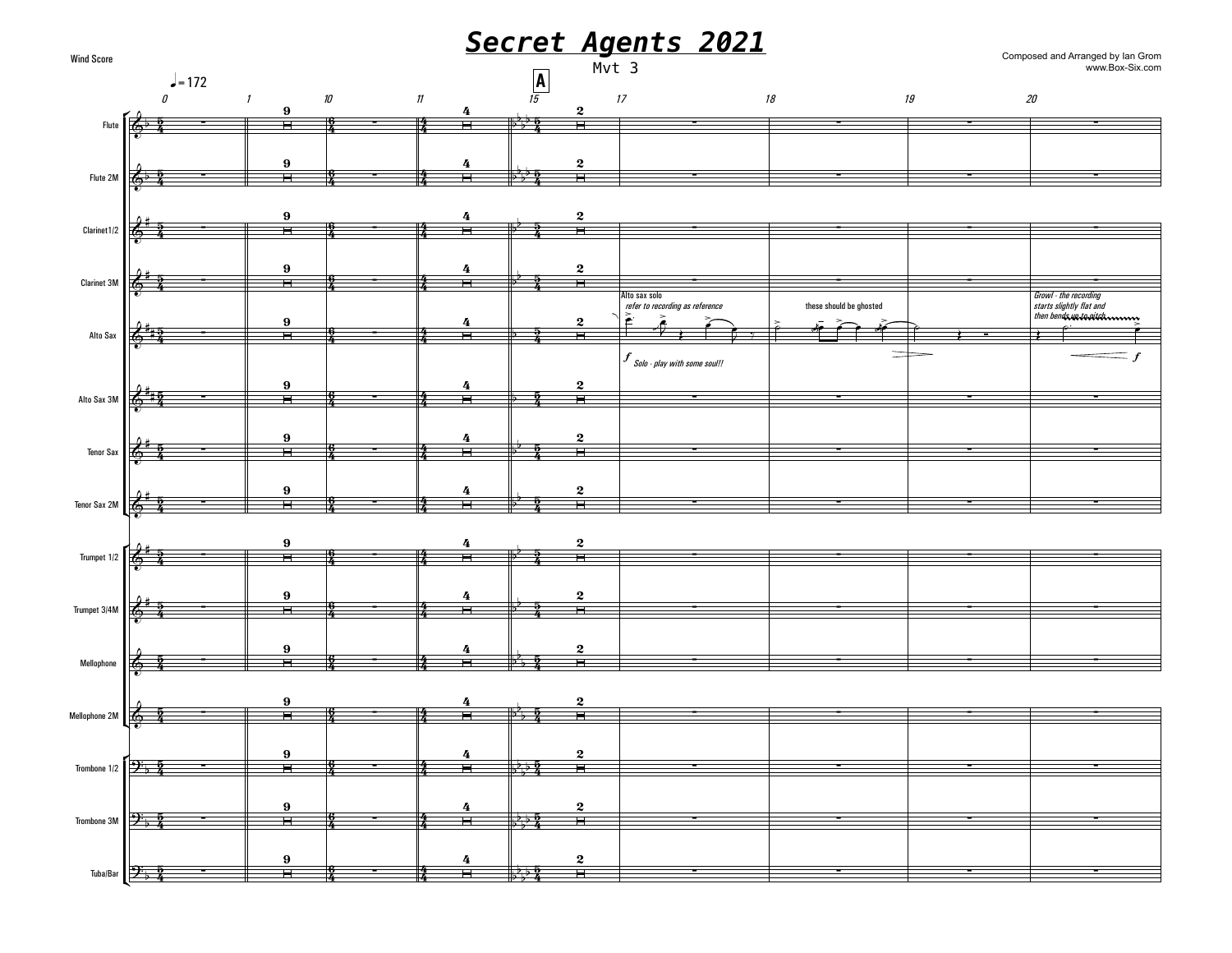# Secret Agents 2021

Mvt 3

Wind Score

Composed and Arranged by Ian Grom
www.Box-Six.com

Alto sax solo
*refer to recording as reference*

*Solo - play with some soul!!*

these should be ghosted

*Growl - the recording starts slightly flat and then bends up to pitch*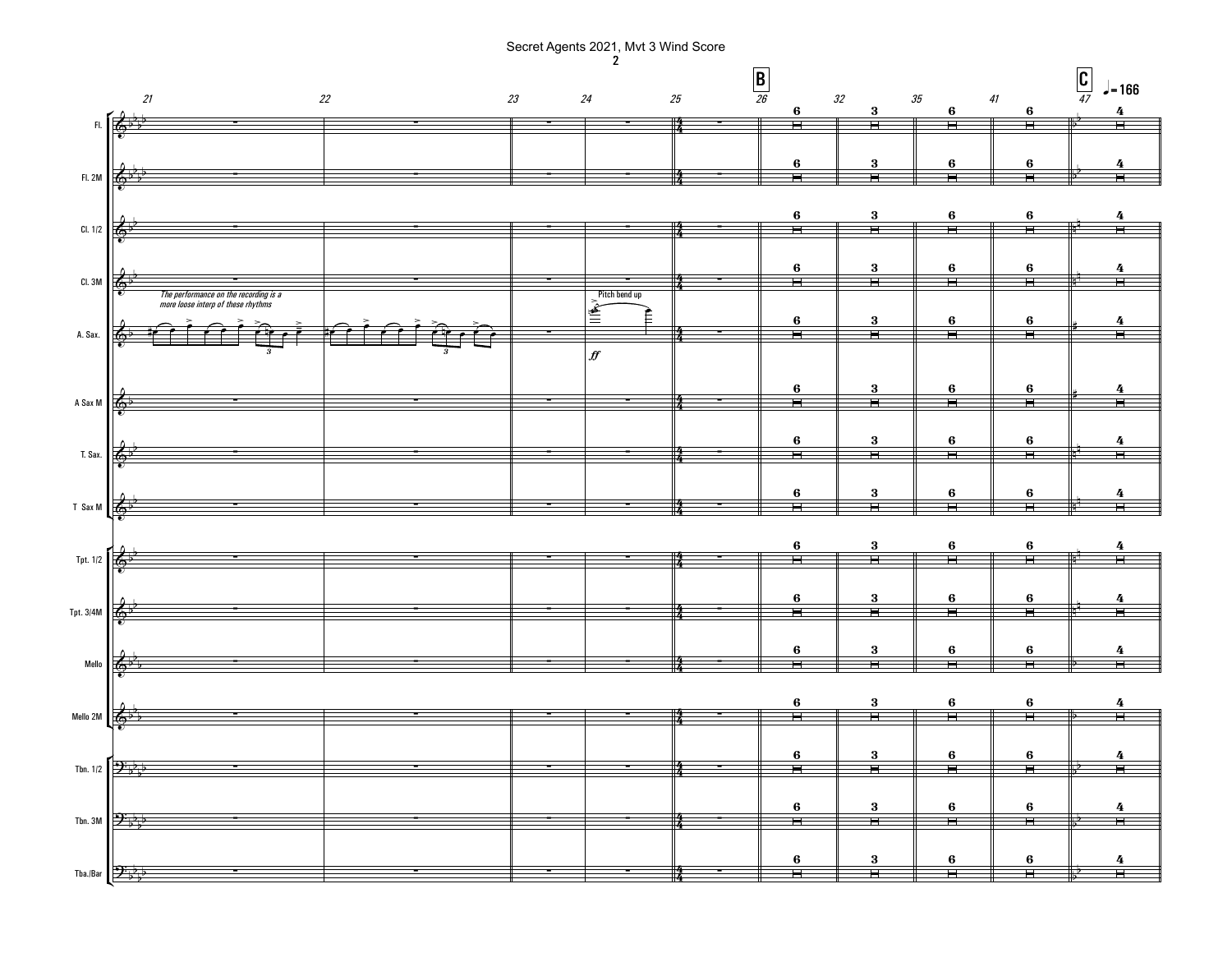*The performance on the recording is a more loose interp of these rhythms*

Pitch bend up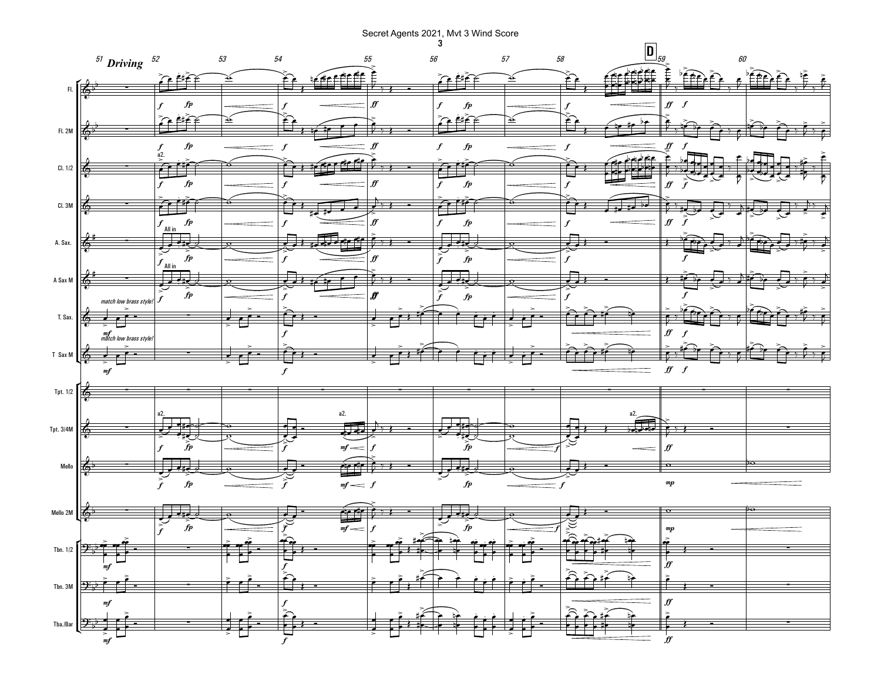Secret Agents 2021, Mvt 3 Wind Score

*Driving*

**D**

Fl. | Fl. 2M | Cl. 1/2 | Cl. 3M | A. Sax. | A Sax M | T. Sax. | T Sax M | Tpt. 1/2 | Tpt. 3/4M | Mello | Mello 2M | Tbn. 1/2 | Tbn. 3M | Tba./Bar

a2.

All in

All in

*match low brass style!*

*match low brass style!*

a2.

a2.

a2.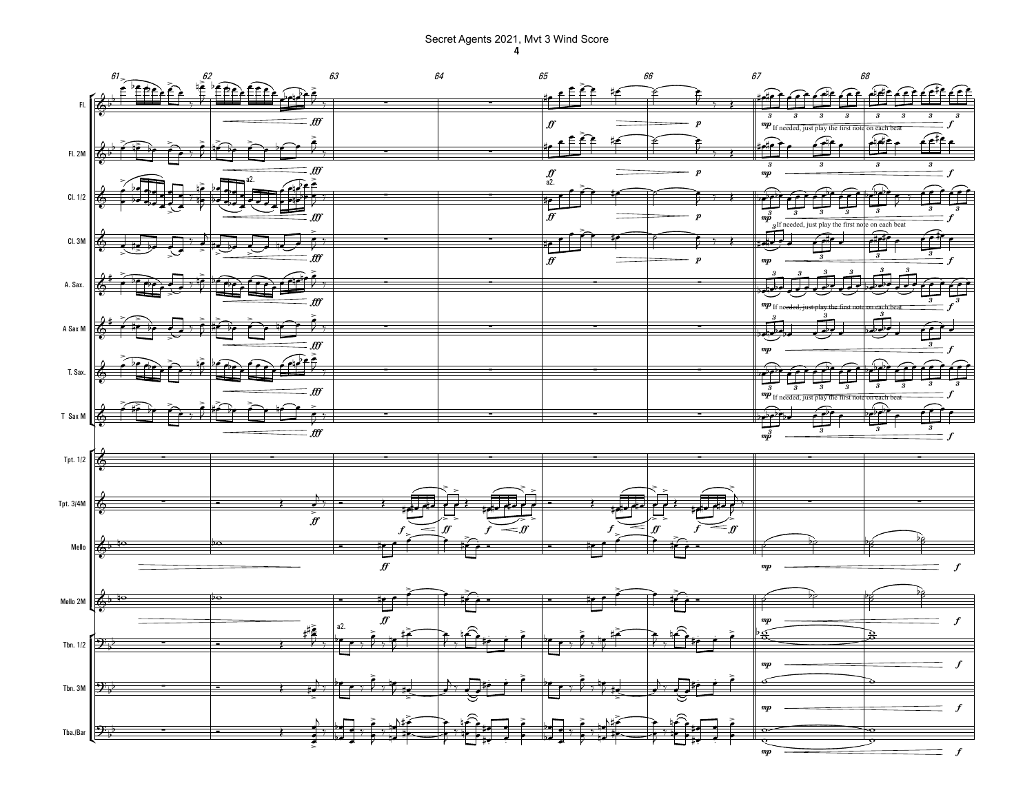Fl.

Fl. 2M

Cl. 1/2

Cl. 3M

A. Sax.

A Sax M

T. Sax.

T Sax M

Tpt. 1/2

Tpt. 3/4M

Mello

Mello 2M

Tbn. 1/2

Tbn. 3M

Tba./Bar

61 62 63 64 65 66 67 68

a2.

If needed, just play the first note on each beat

If needed, just play the first note on each beat

If needed, just play the first note on each beat

If needed, just play the first note on each beat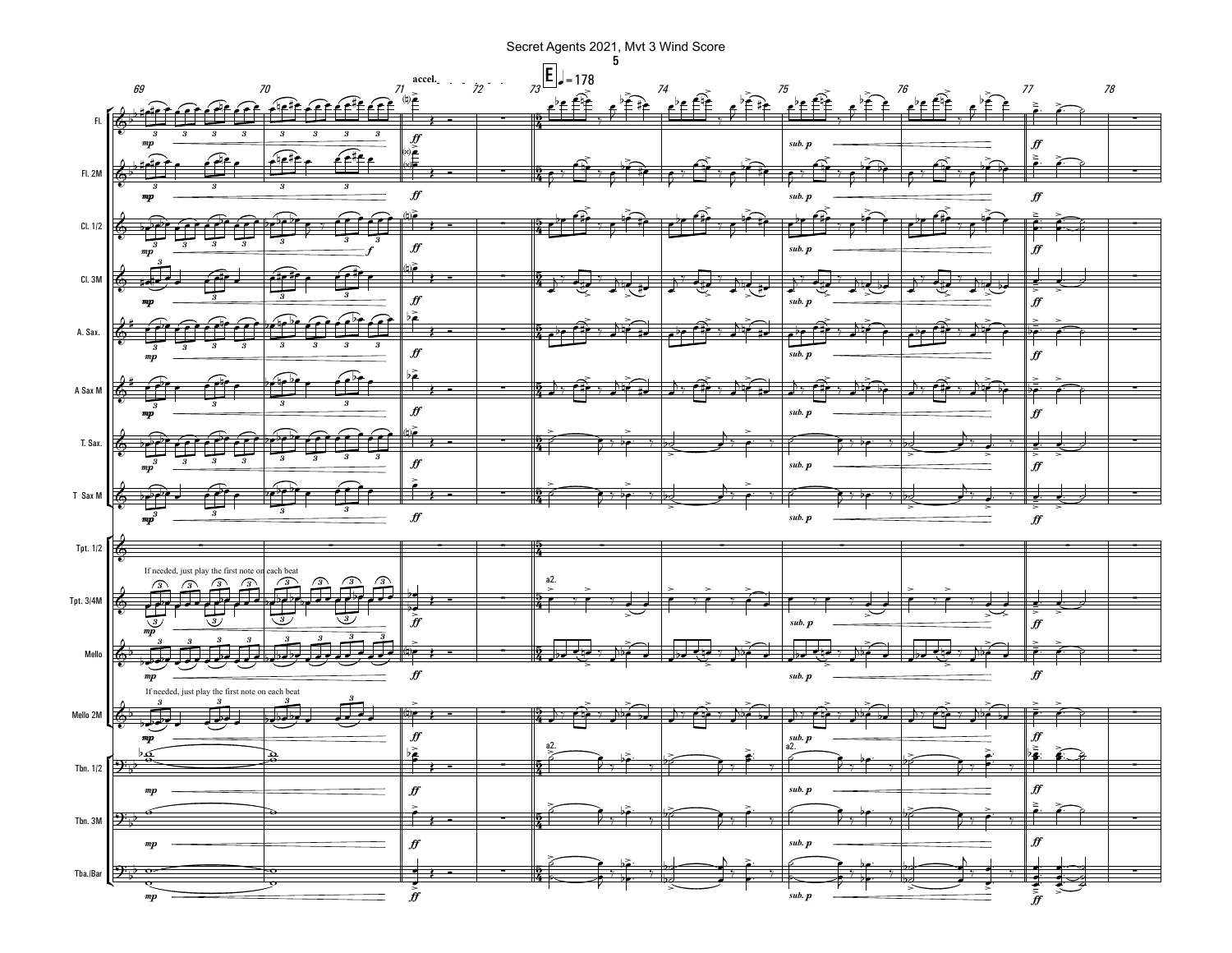**E** ♩= 178

accel.

If needed, just play the first note on each beat

If needed, just play the first note on each beat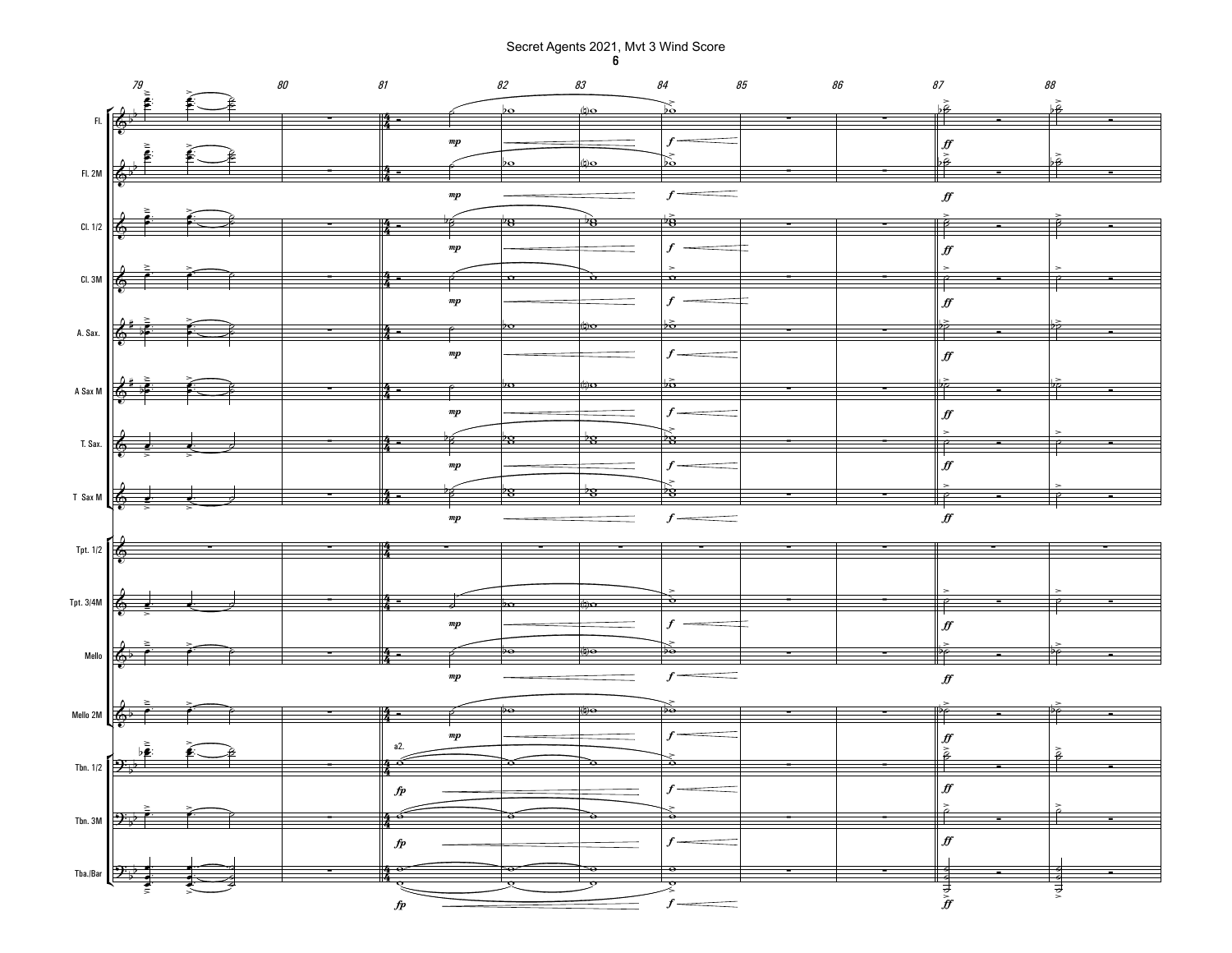Fl.

Fl. 2M

Cl. 1/2

Cl. 3M

A. Sax.

A Sax M

T. Sax.

T Sax M

Tpt. 1/2

Tpt. 3/4M

Mello

Mello 2M

Tbn. 1/2

Tbn. 3M

Tba./Bar

79 80 81 82 83 84 85 86 87 88

a2.

*mp* *f* *ff* *fp*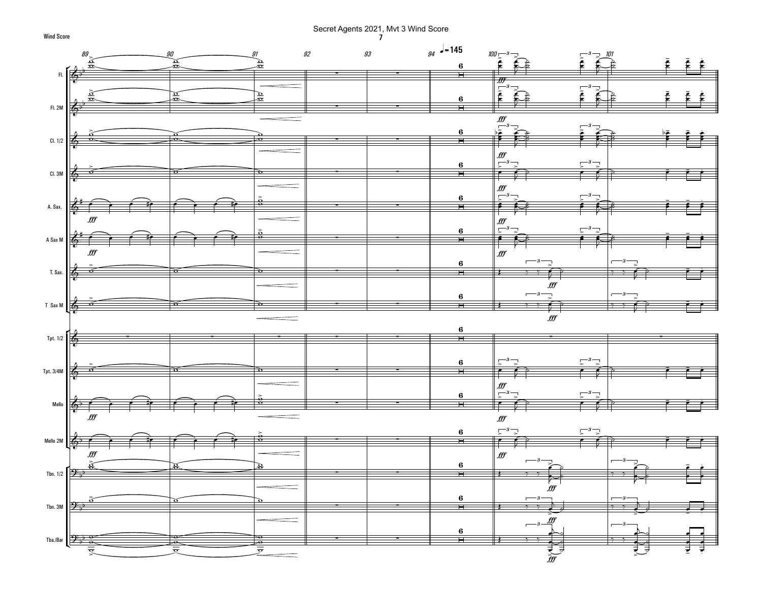# Secret Agents 2021, Mvt 3 Wind Score